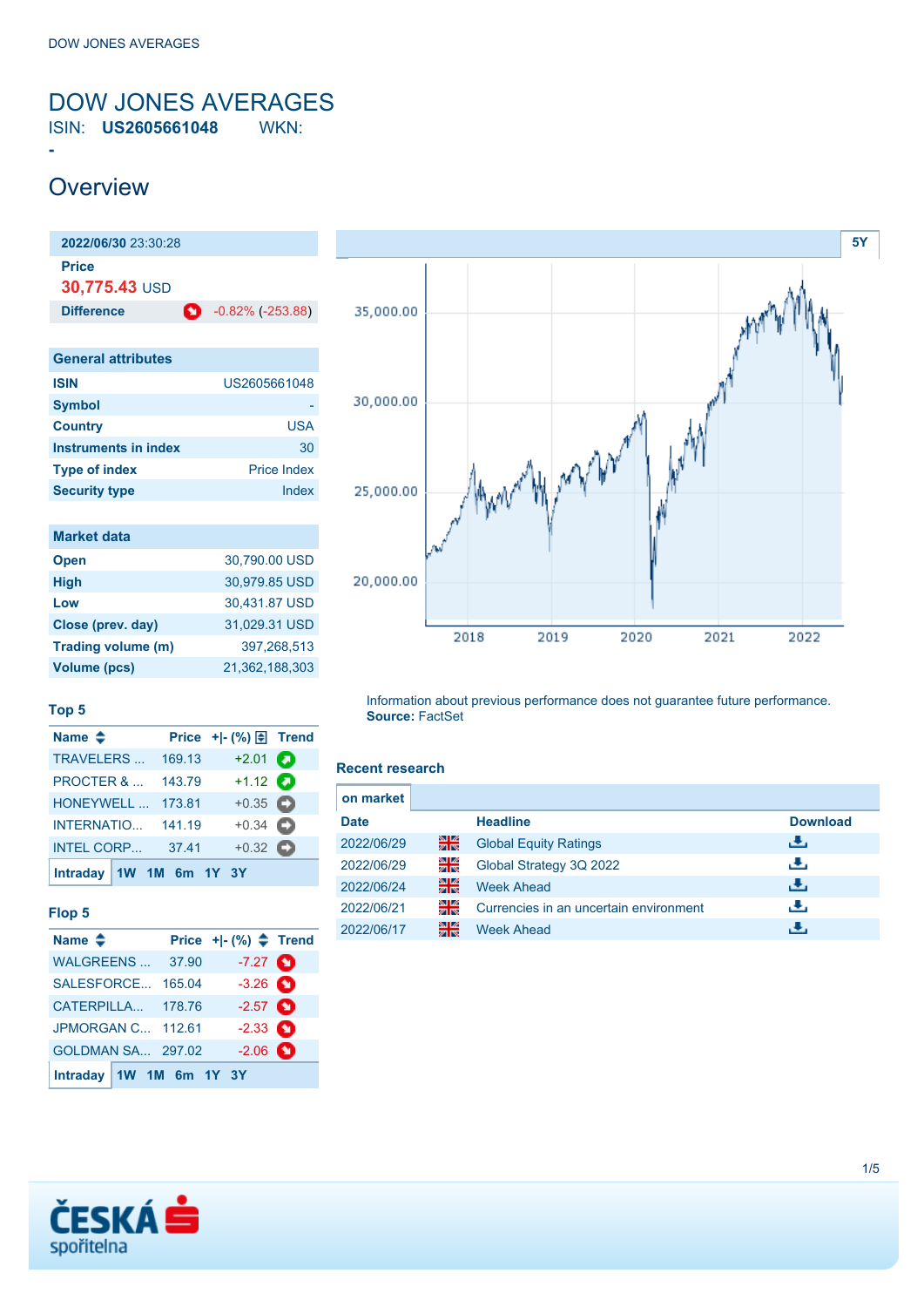# DOW JONES AVERAGES

ISIN: **US2605661048** WKN: **-**

## Overview

**2022/06/30** 23:30:28

**Price**

**30,775.43** USD

**Difference** -0.82% (-253.88)

| General attributes | |
|---|---|
| ISIN | US2605661048 |
| Symbol | - |
| Country | USA |
| Instruments in index | 30 |
| Type of index | Price Index |
| Security type | Index |

| Market data | |
|---|---|
| Open | 30,790.00 USD |
| High | 30,979.85 USD |
| Low | 30,431.87 USD |
| Close (prev. day) | 31,029.31 USD |
| Trading volume (m) | 397,268,513 |
| Volume (pcs) | 21,362,188,303 |

### Top 5

| Name | Price | +\|- (%) | Trend |
|---|---|---|---|
| TRAVELERS ... | 169.13 | +2.01 | |
| PROCTER & ... | 143.79 | +1.12 | |
| HONEYWELL ... | 173.81 | +0.35 | |
| INTERNATIO... | 141.19 | +0.34 | |
| INTEL CORP... | 37.41 | +0.32 | |

Intraday 1W 1M 6m 1Y 3Y

### Flop 5

| Name | Price | +\|- (%) | Trend |
|---|---|---|---|
| WALGREENS ... | 37.90 | -7.27 | |
| SALESFORCE... | 165.04 | -3.26 | |
| CATERPILLA... | 178.76 | -2.57 | |
| JPMORGAN C... | 112.61 | -2.33 | |
| GOLDMAN SA... | 297.02 | -2.06 | |

Intraday 1W 1M 6m 1Y 3Y

5Y

Information about previous performance does not guarantee future performance.
**Source:** FactSet

### Recent research

on market

| Date | | Headline | Download |
|---|---|---|---|
| 2022/06/29 | | Global Equity Ratings | |
| 2022/06/29 | | Global Strategy 3Q 2022 | |
| 2022/06/24 | | Week Ahead | |
| 2022/06/21 | | Currencies in an uncertain environment | |
| 2022/06/17 | | Week Ahead | |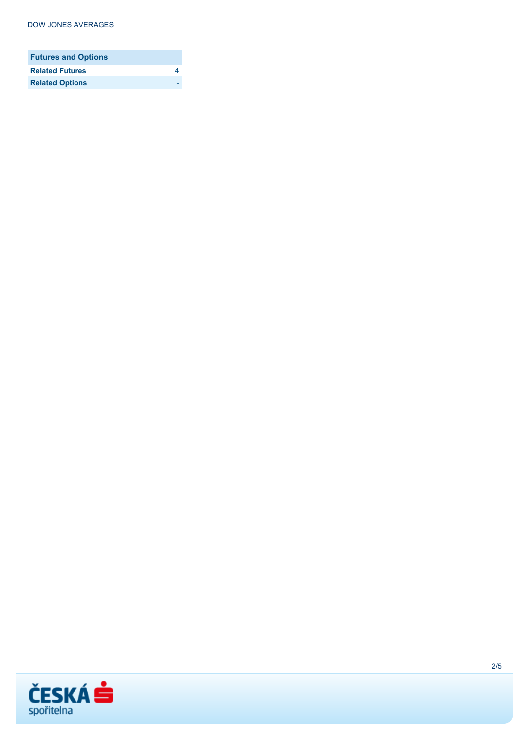| Futures and Options | |
|---|---|
| **Related Futures** | 4 |
| **Related Options** | - |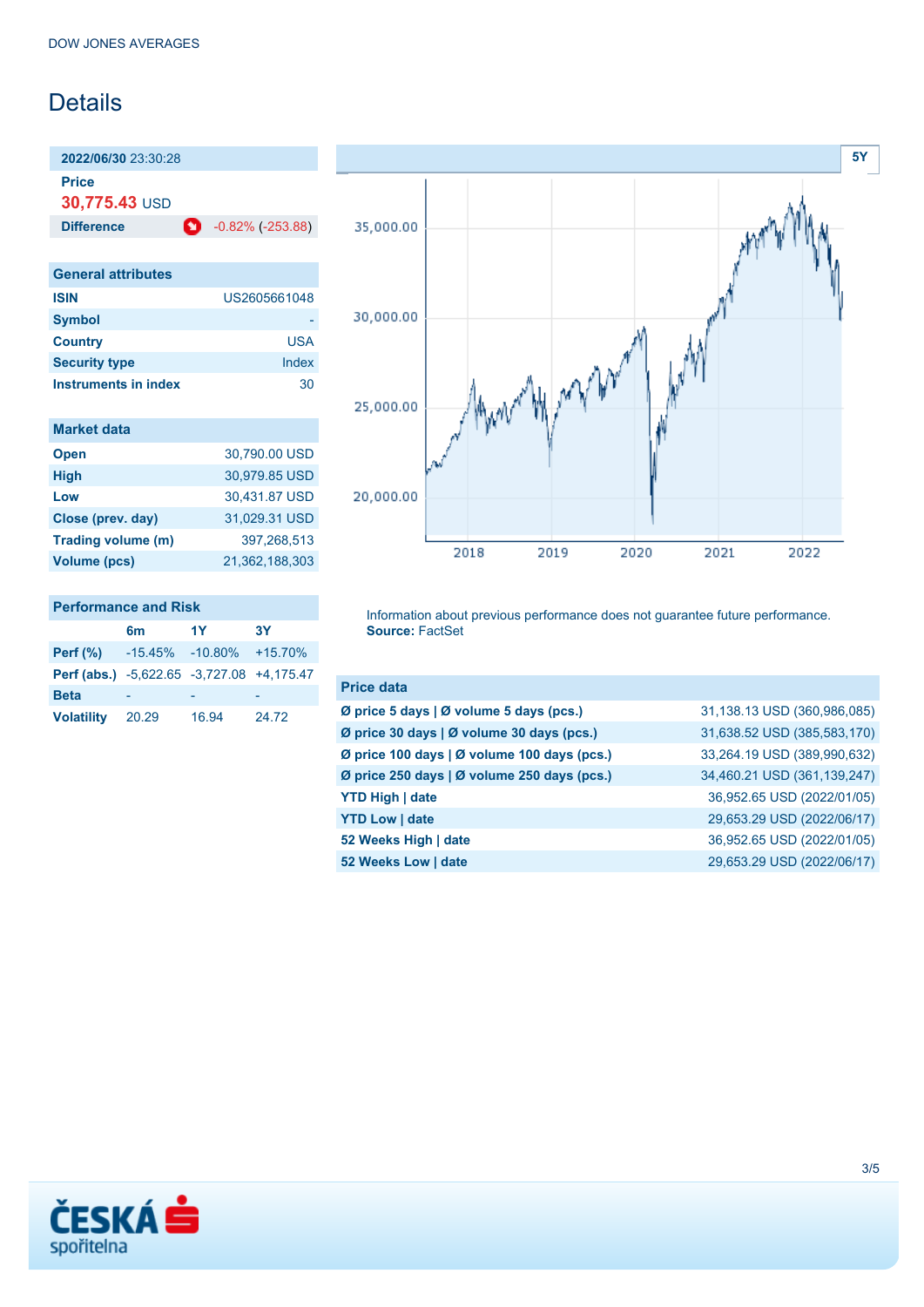DOW JONES AVERAGES

# Details

**2022/06/30** 23:30:28

**Price**
**30,775.43** USD

| **Difference** | -0.82% (-253.88) |
|---|---|

| General attributes | |
|---|---|
| **ISIN** | US2605661048 |
| **Symbol** | - |
| **Country** | USA |
| **Security type** | Index |
| **Instruments in index** | 30 |

| Market data | |
|---|---|
| **Open** | 30,790.00 USD |
| **High** | 30,979.85 USD |
| **Low** | 30,431.87 USD |
| **Close (prev. day)** | 31,029.31 USD |
| **Trading volume (m)** | 397,268,513 |
| **Volume (pcs)** | 21,362,188,303 |

**Performance and Risk**

| | 6m | 1Y | 3Y |
|---|---|---|---|
| **Perf (%)** | -15.45% | -10.80% | +15.70% |
| **Perf (abs.)** | -5,622.65 | -3,727.08 | +4,175.47 |
| **Beta** | - | - | - |
| **Volatility** | 20.29 | 16.94 | 24.72 |

Information about previous performance does not guarantee future performance.
**Source:** FactSet

| Price data | |
|---|---|
| **Ø price 5 days \| Ø volume 5 days (pcs.)** | 31,138.13 USD (360,986,085) |
| **Ø price 30 days \| Ø volume 30 days (pcs.)** | 31,638.52 USD (385,583,170) |
| **Ø price 100 days \| Ø volume 100 days (pcs.)** | 33,264.19 USD (389,990,632) |
| **Ø price 250 days \| Ø volume 250 days (pcs.)** | 34,460.21 USD (361,139,247) |
| **YTD High \| date** | 36,952.65 USD (2022/01/05) |
| **YTD Low \| date** | 29,653.29 USD (2022/06/17) |
| **52 Weeks High \| date** | 36,952.65 USD (2022/01/05) |
| **52 Weeks Low \| date** | 29,653.29 USD (2022/06/17) |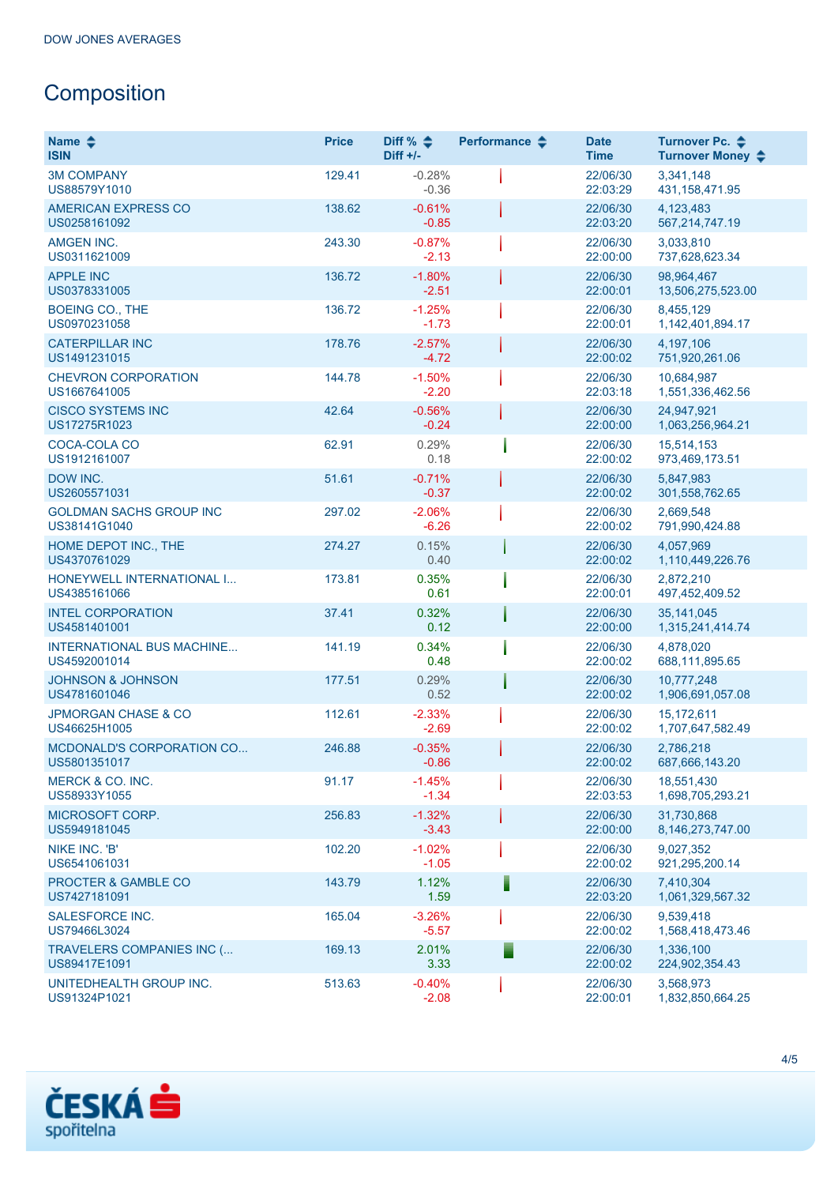DOW JONES AVERAGES

# Composition

| Name<br>ISIN | Price | Diff %<br>Diff +/- | Performance | Date<br>Time | Turnover Pc.<br>Turnover Money |
|---|---|---|---|---|---|
| 3M COMPANY<br>US88579Y1010 | 129.41 | -0.28%<br>-0.36 | | 22/06/30<br>22:03:29 | 3,341,148<br>431,158,471.95 |
| AMERICAN EXPRESS CO<br>US0258161092 | 138.62 | -0.61%<br>-0.85 | | 22/06/30<br>22:03:20 | 4,123,483<br>567,214,747.19 |
| AMGEN INC.<br>US0311621009 | 243.30 | -0.87%<br>-2.13 | | 22/06/30<br>22:00:00 | 3,033,810<br>737,628,623.34 |
| APPLE INC<br>US0378331005 | 136.72 | -1.80%<br>-2.51 | | 22/06/30<br>22:00:01 | 98,964,467<br>13,506,275,523.00 |
| BOEING CO., THE<br>US0970231058 | 136.72 | -1.25%<br>-1.73 | | 22/06/30<br>22:00:01 | 8,455,129<br>1,142,401,894.17 |
| CATERPILLAR INC<br>US1491231015 | 178.76 | -2.57%<br>-4.72 | | 22/06/30<br>22:00:02 | 4,197,106<br>751,920,261.06 |
| CHEVRON CORPORATION<br>US1667641005 | 144.78 | -1.50%<br>-2.20 | | 22/06/30<br>22:03:18 | 10,684,987<br>1,551,336,462.56 |
| CISCO SYSTEMS INC<br>US17275R1023 | 42.64 | -0.56%<br>-0.24 | | 22/06/30<br>22:00:00 | 24,947,921<br>1,063,256,964.21 |
| COCA-COLA CO<br>US1912161007 | 62.91 | 0.29%<br>0.18 | | 22/06/30<br>22:00:02 | 15,514,153<br>973,469,173.51 |
| DOW INC.<br>US2605571031 | 51.61 | -0.71%<br>-0.37 | | 22/06/30<br>22:00:02 | 5,847,983<br>301,558,762.65 |
| GOLDMAN SACHS GROUP INC<br>US38141G1040 | 297.02 | -2.06%<br>-6.26 | | 22/06/30<br>22:00:02 | 2,669,548<br>791,990,424.88 |
| HOME DEPOT INC., THE<br>US4370761029 | 274.27 | 0.15%<br>0.40 | | 22/06/30<br>22:00:02 | 4,057,969<br>1,110,449,226.76 |
| HONEYWELL INTERNATIONAL I...<br>US4385161066 | 173.81 | 0.35%<br>0.61 | | 22/06/30<br>22:00:01 | 2,872,210<br>497,452,409.52 |
| INTEL CORPORATION<br>US4581401001 | 37.41 | 0.32%<br>0.12 | | 22/06/30<br>22:00:00 | 35,141,045<br>1,315,241,414.74 |
| INTERNATIONAL BUS MACHINE...<br>US4592001014 | 141.19 | 0.34%<br>0.48 | | 22/06/30<br>22:00:02 | 4,878,020<br>688,111,895.65 |
| JOHNSON & JOHNSON<br>US4781601046 | 177.51 | 0.29%<br>0.52 | | 22/06/30<br>22:00:02 | 10,777,248<br>1,906,691,057.08 |
| JPMORGAN CHASE & CO<br>US46625H1005 | 112.61 | -2.33%<br>-2.69 | | 22/06/30<br>22:00:02 | 15,172,611<br>1,707,647,582.49 |
| MCDONALD'S CORPORATION CO...<br>US5801351017 | 246.88 | -0.35%<br>-0.86 | | 22/06/30<br>22:00:02 | 2,786,218<br>687,666,143.20 |
| MERCK & CO. INC.<br>US58933Y1055 | 91.17 | -1.45%<br>-1.34 | | 22/06/30<br>22:03:53 | 18,551,430<br>1,698,705,293.21 |
| MICROSOFT CORP.<br>US5949181045 | 256.83 | -1.32%<br>-3.43 | | 22/06/30<br>22:00:00 | 31,730,868<br>8,146,273,747.00 |
| NIKE INC. 'B'<br>US6541061031 | 102.20 | -1.02%<br>-1.05 | | 22/06/30<br>22:00:02 | 9,027,352<br>921,295,200.14 |
| PROCTER & GAMBLE CO<br>US7427181091 | 143.79 | 1.12%<br>1.59 | | 22/06/30<br>22:03:20 | 7,410,304<br>1,061,329,567.32 |
| SALESFORCE INC.<br>US79466L3024 | 165.04 | -3.26%<br>-5.57 | | 22/06/30<br>22:00:02 | 9,539,418<br>1,568,418,473.46 |
| TRAVELERS COMPANIES INC (...<br>US89417E1091 | 169.13 | 2.01%<br>3.33 | | 22/06/30<br>22:00:02 | 1,336,100<br>224,902,354.43 |
| UNITEDHEALTH GROUP INC.<br>US91324P1021 | 513.63 | -0.40%<br>-2.08 | | 22/06/30<br>22:00:01 | 3,568,973<br>1,832,850,664.25 |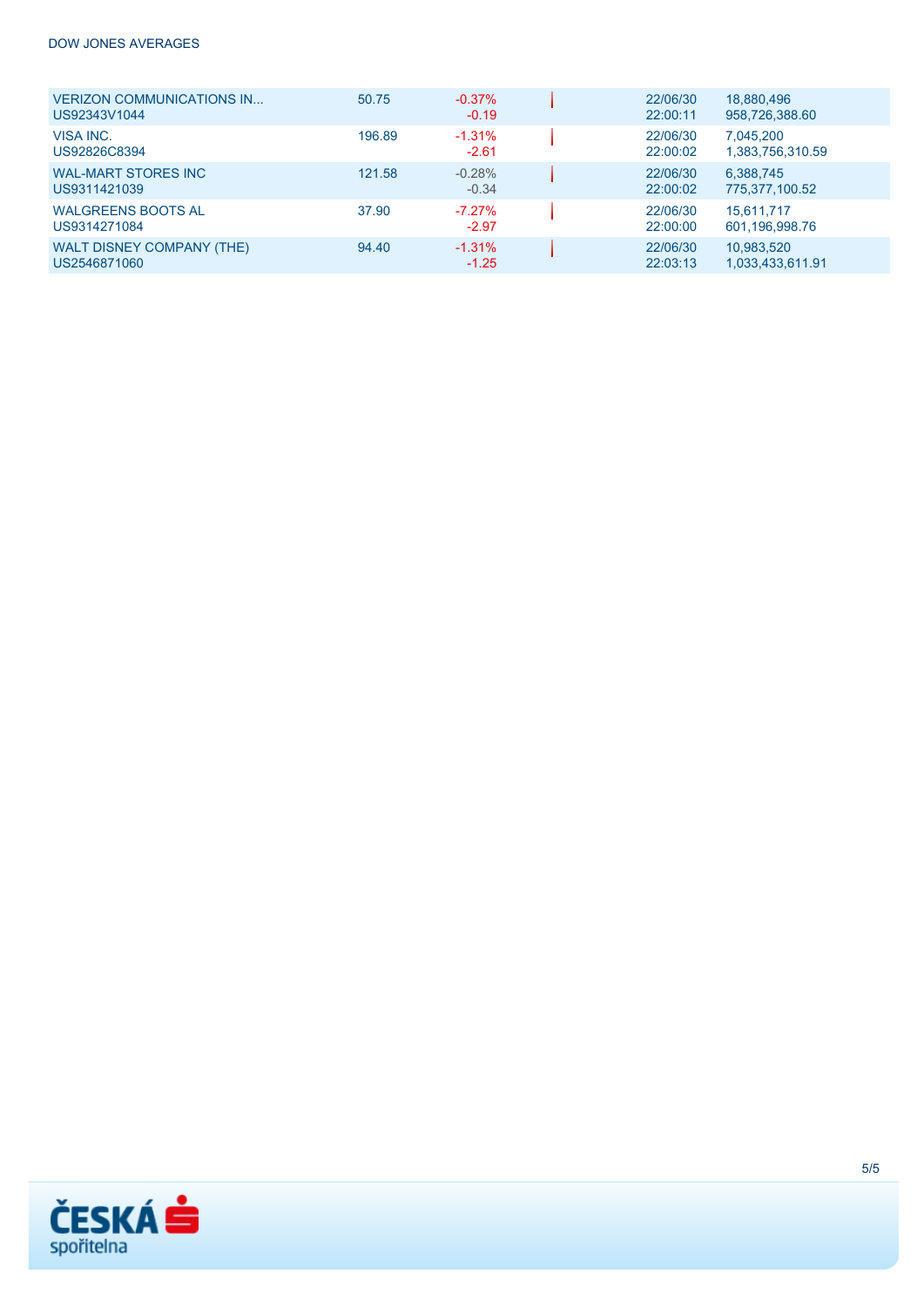| | | | | | |
|---|---|---|---|---|---|
| VERIZON COMMUNICATIONS IN... US92343V1044 | 50.75 | -0.37% -0.19 | | 22/06/30 22:00:11 | 18,880,496 958,726,388.60 |
| VISA INC. US92826C8394 | 196.89 | -1.31% -2.61 | | 22/06/30 22:00:02 | 7,045,200 1,383,756,310.59 |
| WAL-MART STORES INC US9311421039 | 121.58 | -0.28% -0.34 | | 22/06/30 22:00:02 | 6,388,745 775,377,100.52 |
| WALGREENS BOOTS AL US9314271084 | 37.90 | -7.27% -2.97 | | 22/06/30 22:00:00 | 15,611,717 601,196,998.76 |
| WALT DISNEY COMPANY (THE) US2546871060 | 94.40 | -1.31% -1.25 | | 22/06/30 22:03:13 | 10,983,520 1,033,433,611.91 |